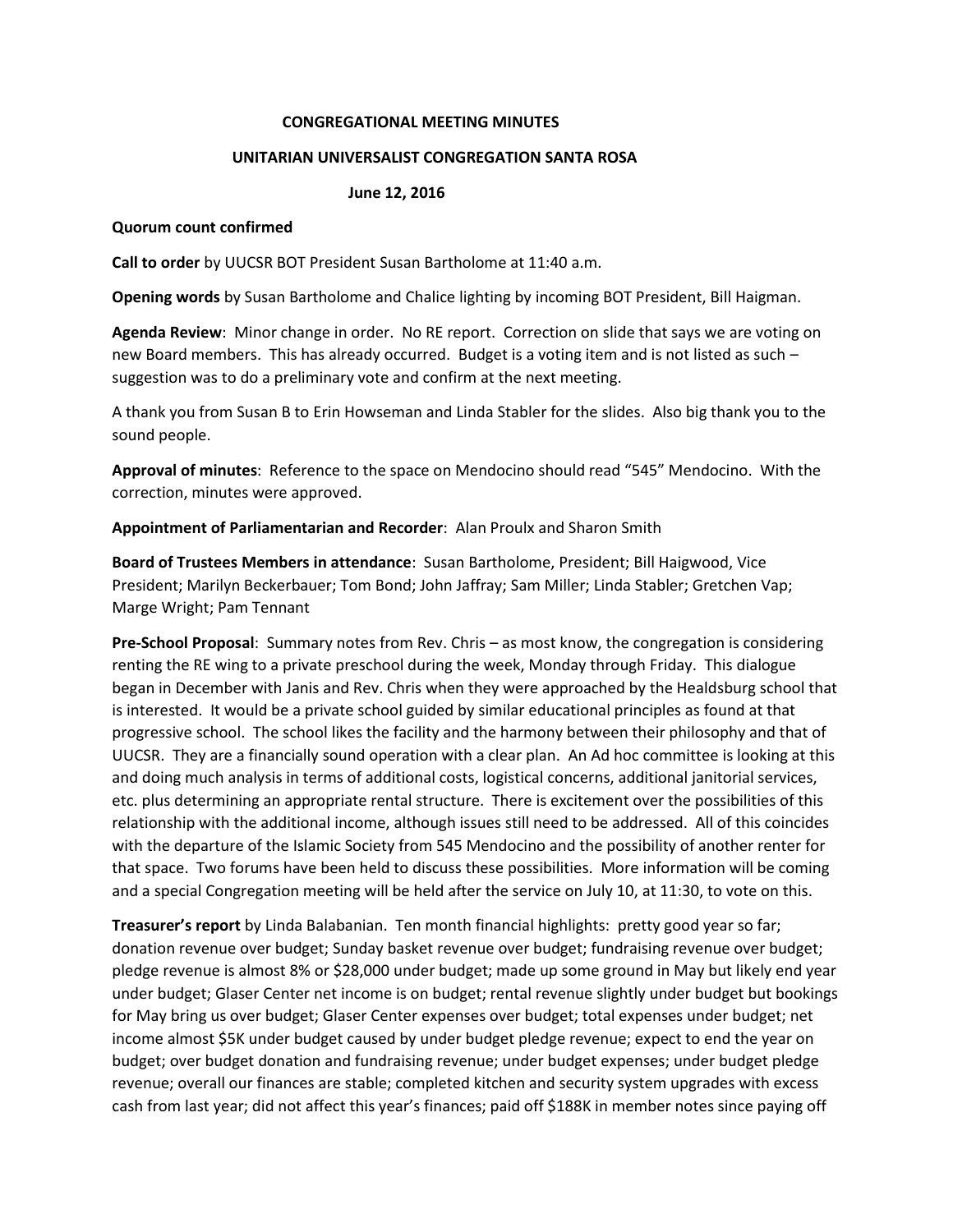**CONGREGATIONAL MEETING MINUTES**

**UNITARIAN UNIVERSALIST CONGREGATION SANTA ROSA**

**June 12, 2016**

**Quorum count confirmed**

**Call to order** by UUCSR BOT President Susan Bartholome at 11:40 a.m.

**Opening words** by Susan Bartholome and Chalice lighting by incoming BOT President, Bill Haigman.

**Agenda Review**: Minor change in order. No RE report. Correction on slide that says we are voting on new Board members. This has already occurred. Budget is a voting item and is not listed as such – suggestion was to do a preliminary vote and confirm at the next meeting.

A thank you from Susan B to Erin Howseman and Linda Stabler for the slides. Also big thank you to the sound people.

**Approval of minutes**: Reference to the space on Mendocino should read "545" Mendocino. With the correction, minutes were approved.

**Appointment of Parliamentarian and Recorder**: Alan Proulx and Sharon Smith

**Board of Trustees Members in attendance**: Susan Bartholome, President; Bill Haigwood, Vice President; Marilyn Beckerbauer; Tom Bond; John Jaffray; Sam Miller; Linda Stabler; Gretchen Vap; Marge Wright; Pam Tennant

**Pre-School Proposal**: Summary notes from Rev. Chris – as most know, the congregation is considering renting the RE wing to a private preschool during the week, Monday through Friday. This dialogue began in December with Janis and Rev. Chris when they were approached by the Healdsburg school that is interested. It would be a private school guided by similar educational principles as found at that progressive school. The school likes the facility and the harmony between their philosophy and that of UUCSR. They are a financially sound operation with a clear plan. An Ad hoc committee is looking at this and doing much analysis in terms of additional costs, logistical concerns, additional janitorial services, etc. plus determining an appropriate rental structure. There is excitement over the possibilities of this relationship with the additional income, although issues still need to be addressed. All of this coincides with the departure of the Islamic Society from 545 Mendocino and the possibility of another renter for that space. Two forums have been held to discuss these possibilities. More information will be coming and a special Congregation meeting will be held after the service on July 10, at 11:30, to vote on this.

**Treasurer's report** by Linda Balabanian. Ten month financial highlights: pretty good year so far; donation revenue over budget; Sunday basket revenue over budget; fundraising revenue over budget; pledge revenue is almost 8% or $28,000 under budget; made up some ground in May but likely end year under budget; Glaser Center net income is on budget; rental revenue slightly under budget but bookings for May bring us over budget; Glaser Center expenses over budget; total expenses under budget; net income almost $5K under budget caused by under budget pledge revenue; expect to end the year on budget; over budget donation and fundraising revenue; under budget expenses; under budget pledge revenue; overall our finances are stable; completed kitchen and security system upgrades with excess cash from last year; did not affect this year's finances; paid off $188K in member notes since paying off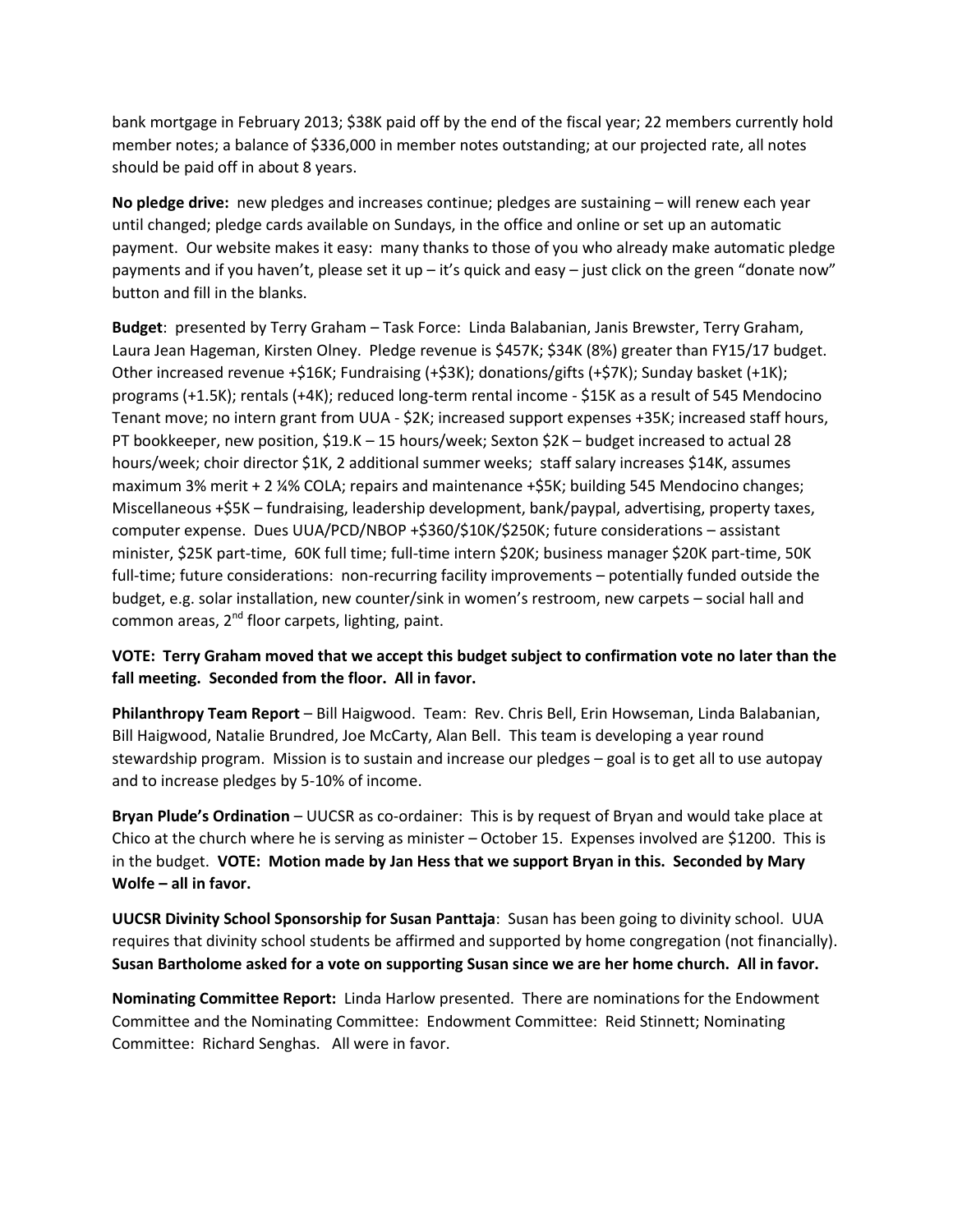bank mortgage in February 2013; $38K paid off by the end of the fiscal year; 22 members currently hold member notes; a balance of $336,000 in member notes outstanding; at our projected rate, all notes should be paid off in about 8 years.

**No pledge drive:** new pledges and increases continue; pledges are sustaining – will renew each year until changed; pledge cards available on Sundays, in the office and online or set up an automatic payment. Our website makes it easy: many thanks to those of you who already make automatic pledge payments and if you haven't, please set it up – it's quick and easy – just click on the green "donate now" button and fill in the blanks.

**Budget**: presented by Terry Graham – Task Force: Linda Balabanian, Janis Brewster, Terry Graham, Laura Jean Hageman, Kirsten Olney. Pledge revenue is $457K; $34K (8%) greater than FY15/17 budget. Other increased revenue +$16K; Fundraising (+$3K); donations/gifts (+$7K); Sunday basket (+1K); programs (+1.5K); rentals (+4K); reduced long-term rental income - $15K as a result of 545 Mendocino Tenant move; no intern grant from UUA - $2K; increased support expenses +35K; increased staff hours, PT bookkeeper, new position, $19.K – 15 hours/week; Sexton $2K – budget increased to actual 28 hours/week; choir director $1K, 2 additional summer weeks; staff salary increases $14K, assumes maximum 3% merit + 2 ¼% COLA; repairs and maintenance +$5K; building 545 Mendocino changes; Miscellaneous +$5K – fundraising, leadership development, bank/paypal, advertising, property taxes, computer expense. Dues UUA/PCD/NBOP +$360/$10K/$250K; future considerations – assistant minister, $25K part-time, 60K full time; full-time intern $20K; business manager $20K part-time, 50K full-time; future considerations: non-recurring facility improvements – potentially funded outside the budget, e.g. solar installation, new counter/sink in women's restroom, new carpets – social hall and common areas, 2nd floor carpets, lighting, paint.

**VOTE: Terry Graham moved that we accept this budget subject to confirmation vote no later than the fall meeting. Seconded from the floor. All in favor.**

**Philanthropy Team Report** – Bill Haigwood. Team: Rev. Chris Bell, Erin Howseman, Linda Balabanian, Bill Haigwood, Natalie Brundred, Joe McCarty, Alan Bell. This team is developing a year round stewardship program. Mission is to sustain and increase our pledges – goal is to get all to use autopay and to increase pledges by 5-10% of income.

**Bryan Plude's Ordination** – UUCSR as co-ordainer: This is by request of Bryan and would take place at Chico at the church where he is serving as minister – October 15. Expenses involved are $1200. This is in the budget. **VOTE: Motion made by Jan Hess that we support Bryan in this. Seconded by Mary Wolfe – all in favor.**

**UUCSR Divinity School Sponsorship for Susan Panttaja**: Susan has been going to divinity school. UUA requires that divinity school students be affirmed and supported by home congregation (not financially). **Susan Bartholome asked for a vote on supporting Susan since we are her home church. All in favor.**

**Nominating Committee Report:** Linda Harlow presented. There are nominations for the Endowment Committee and the Nominating Committee: Endowment Committee: Reid Stinnett; Nominating Committee: Richard Senghas. All were in favor.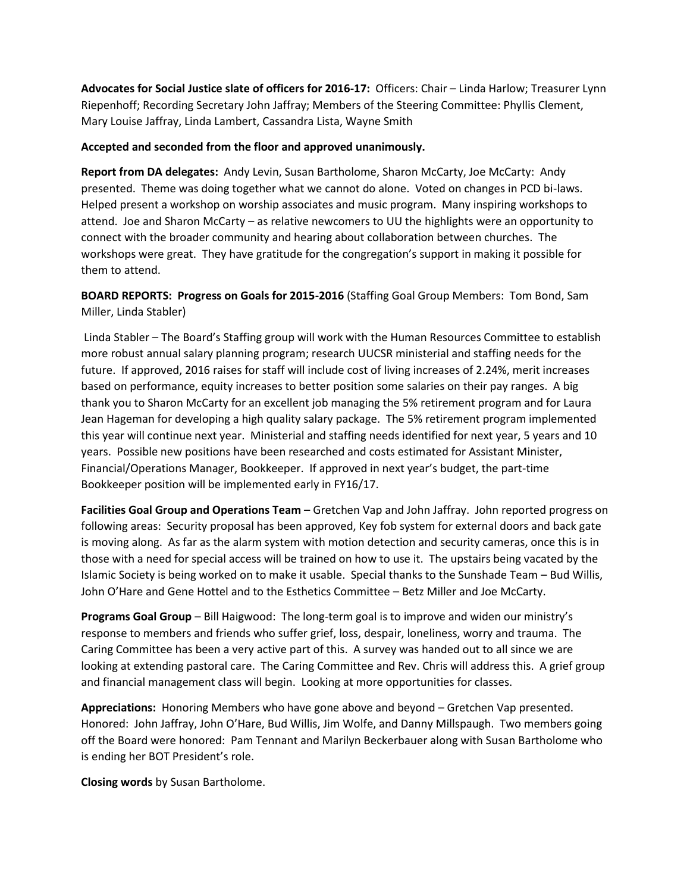**Advocates for Social Justice slate of officers for 2016-17:** Officers: Chair – Linda Harlow; Treasurer Lynn Riepenhoff; Recording Secretary John Jaffray; Members of the Steering Committee: Phyllis Clement, Mary Louise Jaffray, Linda Lambert, Cassandra Lista, Wayne Smith

**Accepted and seconded from the floor and approved unanimously.**

**Report from DA delegates:** Andy Levin, Susan Bartholome, Sharon McCarty, Joe McCarty: Andy presented. Theme was doing together what we cannot do alone. Voted on changes in PCD bi-laws. Helped present a workshop on worship associates and music program. Many inspiring workshops to attend. Joe and Sharon McCarty – as relative newcomers to UU the highlights were an opportunity to connect with the broader community and hearing about collaboration between churches. The workshops were great. They have gratitude for the congregation's support in making it possible for them to attend.

**BOARD REPORTS: Progress on Goals for 2015-2016** (Staffing Goal Group Members: Tom Bond, Sam Miller, Linda Stabler)

Linda Stabler – The Board's Staffing group will work with the Human Resources Committee to establish more robust annual salary planning program; research UUCSR ministerial and staffing needs for the future. If approved, 2016 raises for staff will include cost of living increases of 2.24%, merit increases based on performance, equity increases to better position some salaries on their pay ranges. A big thank you to Sharon McCarty for an excellent job managing the 5% retirement program and for Laura Jean Hageman for developing a high quality salary package. The 5% retirement program implemented this year will continue next year. Ministerial and staffing needs identified for next year, 5 years and 10 years. Possible new positions have been researched and costs estimated for Assistant Minister, Financial/Operations Manager, Bookkeeper. If approved in next year's budget, the part-time Bookkeeper position will be implemented early in FY16/17.

**Facilities Goal Group and Operations Team** – Gretchen Vap and John Jaffray. John reported progress on following areas: Security proposal has been approved, Key fob system for external doors and back gate is moving along. As far as the alarm system with motion detection and security cameras, once this is in those with a need for special access will be trained on how to use it. The upstairs being vacated by the Islamic Society is being worked on to make it usable. Special thanks to the Sunshade Team – Bud Willis, John O'Hare and Gene Hottel and to the Esthetics Committee – Betz Miller and Joe McCarty.

**Programs Goal Group** – Bill Haigwood: The long-term goal is to improve and widen our ministry's response to members and friends who suffer grief, loss, despair, loneliness, worry and trauma. The Caring Committee has been a very active part of this. A survey was handed out to all since we are looking at extending pastoral care. The Caring Committee and Rev. Chris will address this. A grief group and financial management class will begin. Looking at more opportunities for classes.

**Appreciations:** Honoring Members who have gone above and beyond – Gretchen Vap presented. Honored: John Jaffray, John O'Hare, Bud Willis, Jim Wolfe, and Danny Millspaugh. Two members going off the Board were honored: Pam Tennant and Marilyn Beckerbauer along with Susan Bartholome who is ending her BOT President's role.

**Closing words** by Susan Bartholome.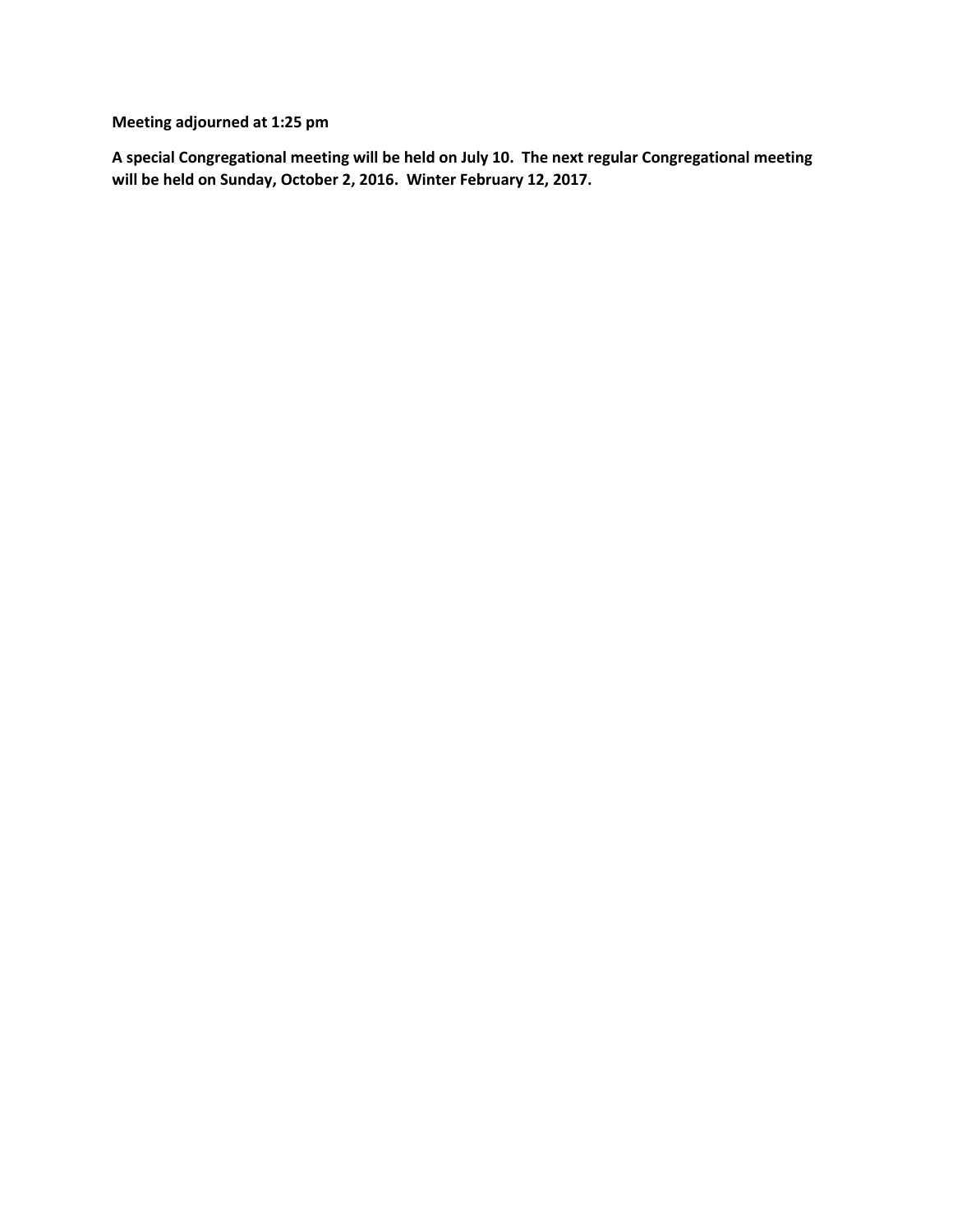**Meeting adjourned at 1:25 pm**

**A special Congregational meeting will be held on July 10. The next regular Congregational meeting will be held on Sunday, October 2, 2016. Winter February 12, 2017.**